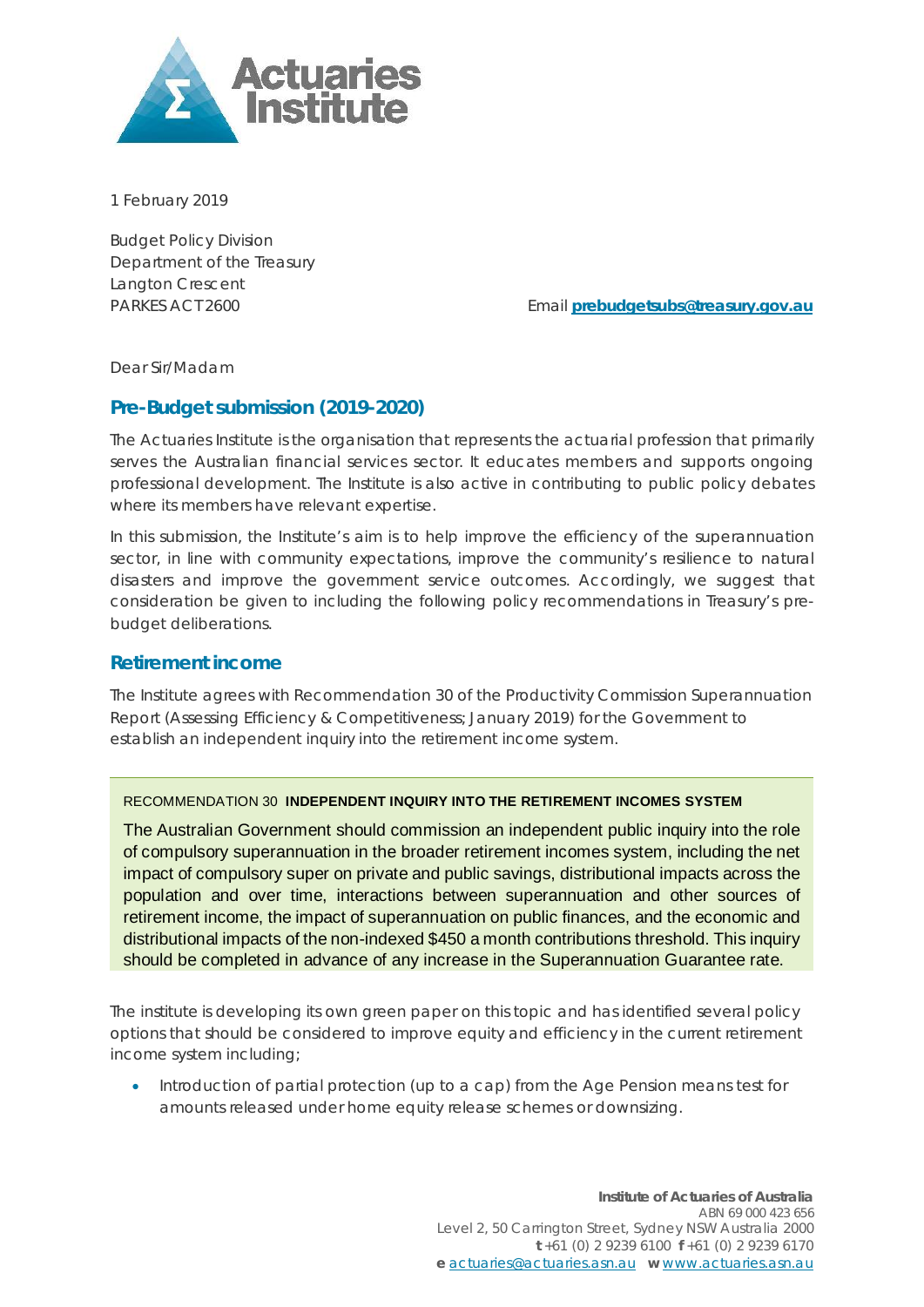1 February 2019

Budget Policy Division
Department of the Treasury
Langton Crescent
PARKES ACT 2600

Email **prebudgetsubs@treasury.gov.au**

Dear Sir/Madam

## Pre-Budget submission (2019-2020)

The Actuaries Institute is the organisation that represents the actuarial profession that primarily serves the Australian financial services sector. It educates members and supports ongoing professional development. The Institute is also active in contributing to public policy debates where its members have relevant expertise.

In this submission, the Institute's aim is to help improve the efficiency of the superannuation sector, in line with community expectations, improve the community's resilience to natural disasters and improve the government service outcomes. Accordingly, we suggest that consideration be given to including the following policy recommendations in Treasury's pre-budget deliberations.

## Retirement income

The Institute agrees with Recommendation 30 of the Productivity Commission Superannuation Report (Assessing Efficiency & Competitiveness; January 2019) for the Government to establish an independent inquiry into the retirement income system.

> RECOMMENDATION 30 **INDEPENDENT INQUIRY INTO THE RETIREMENT INCOMES SYSTEM**
>
> The Australian Government should commission an independent public inquiry into the role of compulsory superannuation in the broader retirement incomes system, including the net impact of compulsory super on private and public savings, distributional impacts across the population and over time, interactions between superannuation and other sources of retirement income, the impact of superannuation on public finances, and the economic and distributional impacts of the non-indexed $450 a month contributions threshold. This inquiry should be completed in advance of any increase in the Superannuation Guarantee rate.

The institute is developing its own green paper on this topic and has identified several policy options that should be considered to improve equity and efficiency in the current retirement income system including;

- Introduction of partial protection (up to a cap) from the Age Pension means test for amounts released under home equity release schemes or downsizing.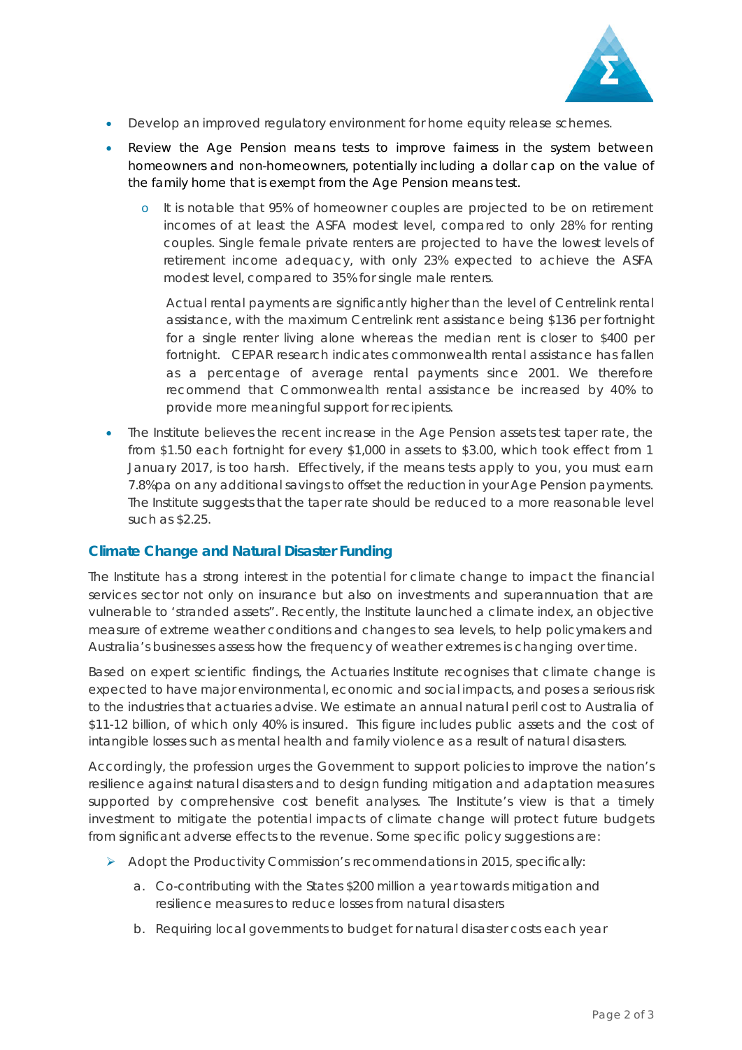- Develop an improved regulatory environment for home equity release schemes.
- Review the Age Pension means tests to improve fairness in the system between homeowners and non-homeowners, potentially including a dollar cap on the value of the family home that is exempt from the Age Pension means test.
    - It is notable that 95% of homeowner couples are projected to be on retirement incomes of at least the ASFA modest level, compared to only 28% for renting couples. Single female private renters are projected to have the lowest levels of retirement income adequacy, with only 23% expected to achieve the ASFA modest level, compared to 35% for single male renters.

      Actual rental payments are significantly higher than the level of Centrelink rental assistance, with the maximum Centrelink rent assistance being $136 per fortnight for a single renter living alone whereas the median rent is closer to $400 per fortnight. CEPAR research indicates commonwealth rental assistance has fallen as a percentage of average rental payments since 2001. We therefore recommend that Commonwealth rental assistance be increased by 40% to provide more meaningful support for recipients.
- The Institute believes the recent increase in the Age Pension assets test taper rate, the from $1.50 each fortnight for every $1,000 in assets to $3.00, which took effect from 1 January 2017, is too harsh. Effectively, if the means tests apply to you, you must earn 7.8%pa on any additional savings to offset the reduction in your Age Pension payments. The Institute suggests that the taper rate should be reduced to a more reasonable level such as $2.25.

## Climate Change and Natural Disaster Funding

The Institute has a strong interest in the potential for climate change to impact the financial services sector not only on insurance but also on investments and superannuation that are vulnerable to 'stranded assets". Recently, the Institute launched a climate index, an objective measure of extreme weather conditions and changes to sea levels, to help policymakers and Australia's businesses assess how the frequency of weather extremes is changing over time.

Based on expert scientific findings, the Actuaries Institute recognises that climate change is expected to have major environmental, economic and social impacts, and poses a serious risk to the industries that actuaries advise. We estimate an annual natural peril cost to Australia of $11-12 billion, of which only 40% is insured. This figure includes public assets and the cost of intangible losses such as mental health and family violence as a result of natural disasters.

Accordingly, the profession urges the Government to support policies to improve the nation's resilience against natural disasters and to design funding mitigation and adaptation measures supported by comprehensive cost benefit analyses. The Institute's view is that a timely investment to mitigate the potential impacts of climate change will protect future budgets from significant adverse effects to the revenue. Some specific policy suggestions are:

- Adopt the Productivity Commission's recommendations in 2015, specifically:
    a. Co-contributing with the States $200 million a year towards mitigation and resilience measures to reduce losses from natural disasters
    b. Requiring local governments to budget for natural disaster costs each year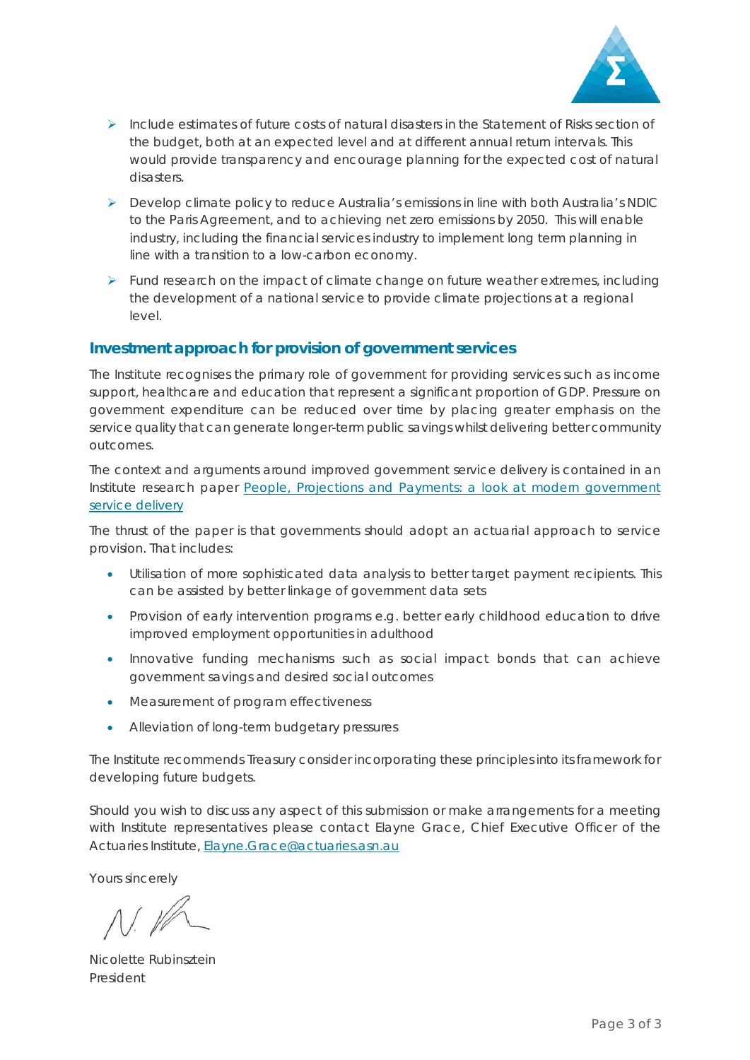- Include estimates of future costs of natural disasters in the Statement of Risks section of the budget, both at an expected level and at different annual return intervals. This would provide transparency and encourage planning for the expected cost of natural disasters.
- Develop climate policy to reduce Australia's emissions in line with both Australia's NDIC to the Paris Agreement, and to achieving net zero emissions by 2050. This will enable industry, including the financial services industry to implement long term planning in line with a transition to a low-carbon economy.
- Fund research on the impact of climate change on future weather extremes, including the development of a national service to provide climate projections at a regional level.

## Investment approach for provision of government services

The Institute recognises the primary role of government for providing services such as income support, healthcare and education that represent a significant proportion of GDP. Pressure on government expenditure can be reduced over time by placing greater emphasis on the service quality that can generate longer-term public savings whilst delivering better community outcomes.

The context and arguments around improved government service delivery is contained in an Institute research paper [People, Projections and Payments: a look at modern government service delivery]

The thrust of the paper is that governments should adopt an actuarial approach to service provision. That includes:

- Utilisation of more sophisticated data analysis to better target payment recipients. This can be assisted by better linkage of government data sets
- Provision of early intervention programs e.g. better early childhood education to drive improved employment opportunities in adulthood
- Innovative funding mechanisms such as social impact bonds that can achieve government savings and desired social outcomes
- Measurement of program effectiveness
- Alleviation of long-term budgetary pressures

The Institute recommends Treasury consider incorporating these principles into its framework for developing future budgets.

Should you wish to discuss any aspect of this submission or make arrangements for a meeting with Institute representatives please contact Elayne Grace, Chief Executive Officer of the Actuaries Institute, Elayne.Grace@actuaries.asn.au

Yours sincerely

Nicolette Rubinsztein
President